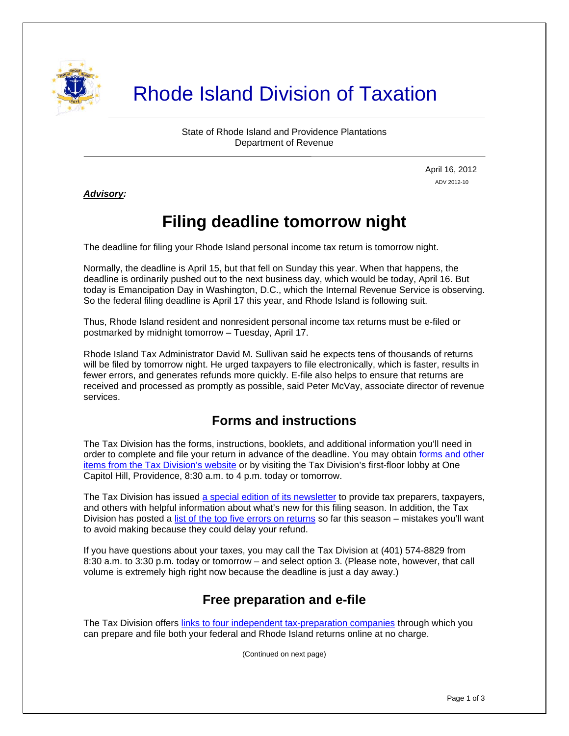# Rhode Island Division of Taxation

State of Rhode Island and Providence Plantations
Department of Revenue

April 16, 2012
ADV 2012-10

***Advisory:***

## Filing deadline tomorrow night

The deadline for filing your Rhode Island personal income tax return is tomorrow night.

Normally, the deadline is April 15, but that fell on Sunday this year. When that happens, the deadline is ordinarily pushed out to the next business day, which would be today, April 16. But today is Emancipation Day in Washington, D.C., which the Internal Revenue Service is observing. So the federal filing deadline is April 17 this year, and Rhode Island is following suit.

Thus, Rhode Island resident and nonresident personal income tax returns must be e-filed or postmarked by midnight tomorrow – Tuesday, April 17.

Rhode Island Tax Administrator David M. Sullivan said he expects tens of thousands of returns will be filed by tomorrow night. He urged taxpayers to file electronically, which is faster, results in fewer errors, and generates refunds more quickly. E-file also helps to ensure that returns are received and processed as promptly as possible, said Peter McVay, associate director of revenue services.

### Forms and instructions

The Tax Division has the forms, instructions, booklets, and additional information you'll need in order to complete and file your return in advance of the deadline. You may obtain forms and other items from the Tax Division's website or by visiting the Tax Division's first-floor lobby at One Capitol Hill, Providence, 8:30 a.m. to 4 p.m. today or tomorrow.

The Tax Division has issued a special edition of its newsletter to provide tax preparers, taxpayers, and others with helpful information about what's new for this filing season. In addition, the Tax Division has posted a list of the top five errors on returns so far this season – mistakes you'll want to avoid making because they could delay your refund.

If you have questions about your taxes, you may call the Tax Division at (401) 574-8829 from 8:30 a.m. to 3:30 p.m. today or tomorrow – and select option 3. (Please note, however, that call volume is extremely high right now because the deadline is just a day away.)

### Free preparation and e-file

The Tax Division offers links to four independent tax-preparation companies through which you can prepare and file both your federal and Rhode Island returns online at no charge.

(Continued on next page)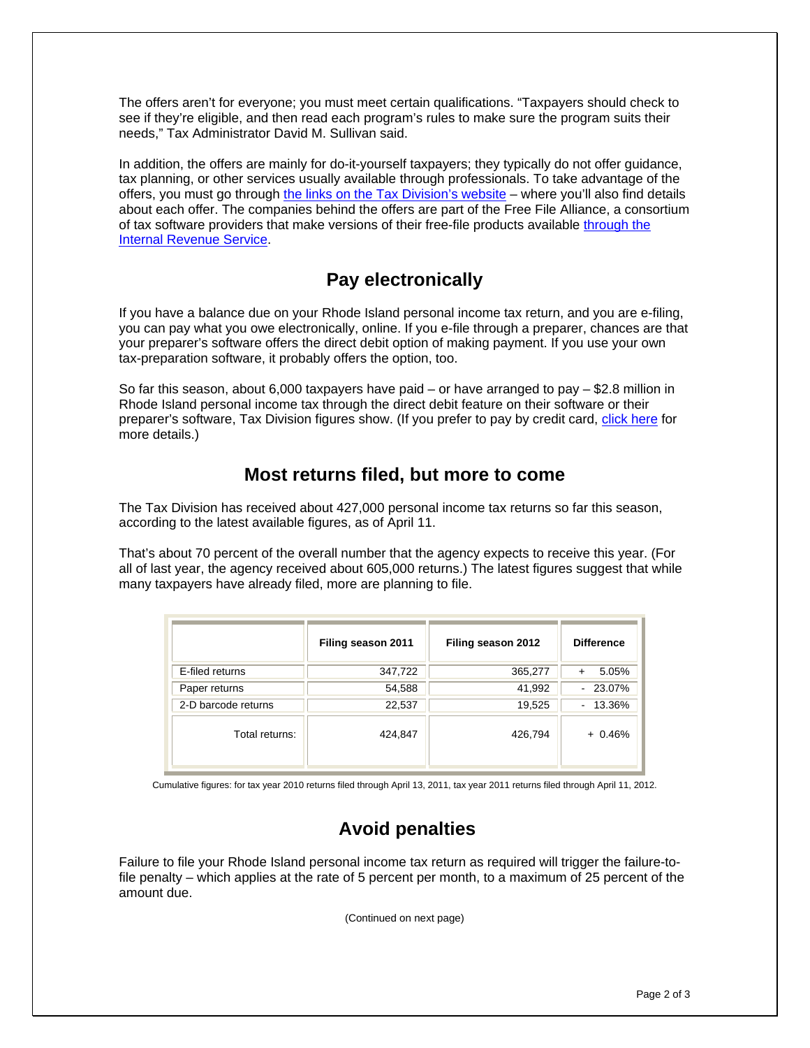The offers aren't for everyone; you must meet certain qualifications. "Taxpayers should check to see if they're eligible, and then read each program's rules to make sure the program suits their needs," Tax Administrator David M. Sullivan said.

In addition, the offers are mainly for do-it-yourself taxpayers; they typically do not offer guidance, tax planning, or other services usually available through professionals. To take advantage of the offers, you must go through the links on the Tax Division's website – where you'll also find details about each offer. The companies behind the offers are part of the Free File Alliance, a consortium of tax software providers that make versions of their free-file products available through the Internal Revenue Service.

## Pay electronically

If you have a balance due on your Rhode Island personal income tax return, and you are e-filing, you can pay what you owe electronically, online. If you e-file through a preparer, chances are that your preparer's software offers the direct debit option of making payment. If you use your own tax-preparation software, it probably offers the option, too.

So far this season, about 6,000 taxpayers have paid – or have arranged to pay – $2.8 million in Rhode Island personal income tax through the direct debit feature on their software or their preparer's software, Tax Division figures show. (If you prefer to pay by credit card, click here for more details.)

## Most returns filed, but more to come

The Tax Division has received about 427,000 personal income tax returns so far this season, according to the latest available figures, as of April 11.

That's about 70 percent of the overall number that the agency expects to receive this year. (For all of last year, the agency received about 605,000 returns.) The latest figures suggest that while many taxpayers have already filed, more are planning to file.

| | Filing season 2011 | Filing season 2012 | Difference |
|---|---|---|---|
| E-filed returns | 347,722 | 365,277 | + 5.05% |
| Paper returns | 54,588 | 41,992 | - 23.07% |
| 2-D barcode returns | 22,537 | 19,525 | - 13.36% |
| Total returns: | 424,847 | 426,794 | + 0.46% |

Cumulative figures: for tax year 2010 returns filed through April 13, 2011, tax year 2011 returns filed through April 11, 2012.

## Avoid penalties

Failure to file your Rhode Island personal income tax return as required will trigger the failure-to-file penalty – which applies at the rate of 5 percent per month, to a maximum of 25 percent of the amount due.

(Continued on next page)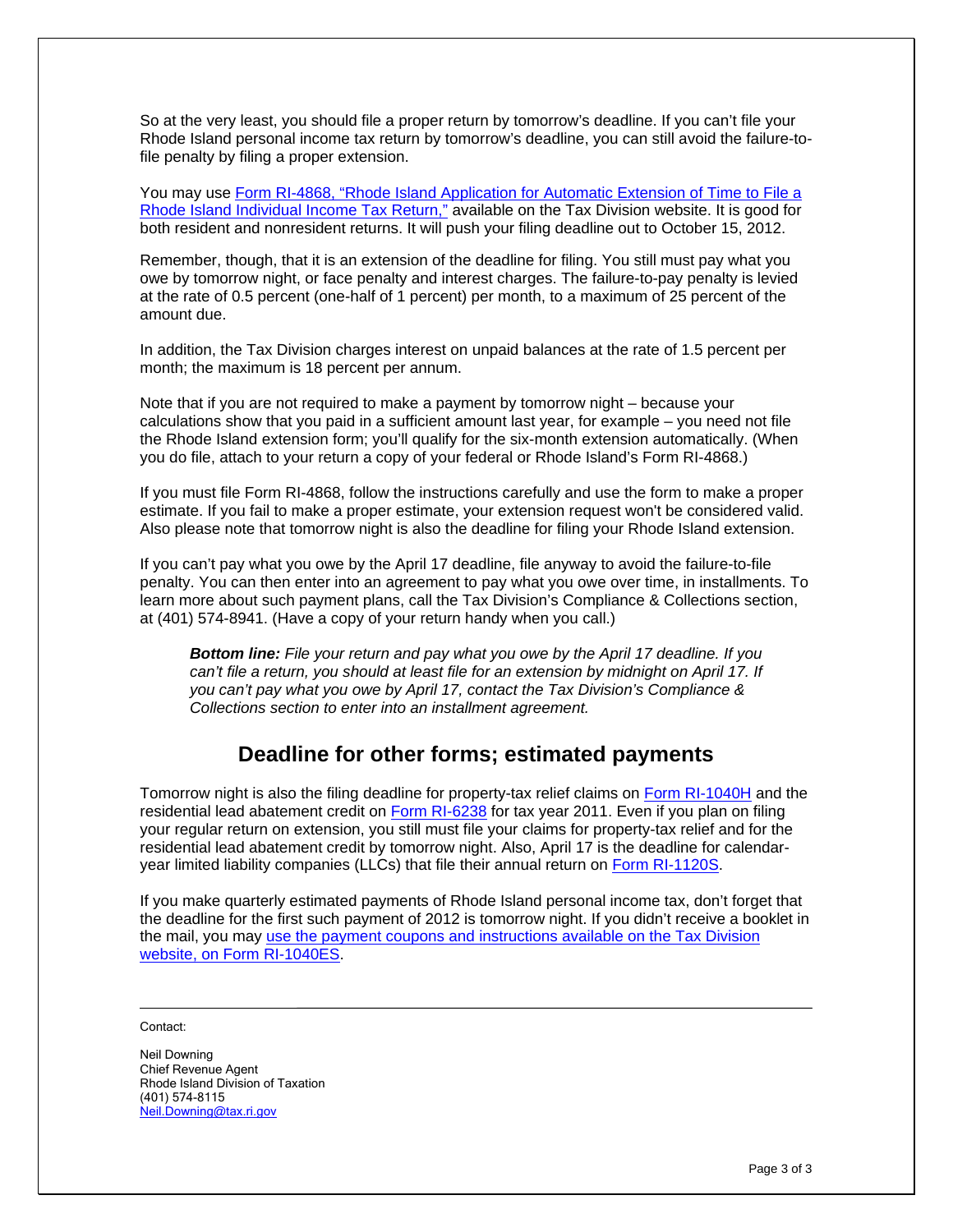So at the very least, you should file a proper return by tomorrow's deadline. If you can't file your Rhode Island personal income tax return by tomorrow's deadline, you can still avoid the failure-to-file penalty by filing a proper extension.

You may use Form RI-4868, "Rhode Island Application for Automatic Extension of Time to File a Rhode Island Individual Income Tax Return," available on the Tax Division website. It is good for both resident and nonresident returns. It will push your filing deadline out to October 15, 2012.

Remember, though, that it is an extension of the deadline for filing. You still must pay what you owe by tomorrow night, or face penalty and interest charges. The failure-to-pay penalty is levied at the rate of 0.5 percent (one-half of 1 percent) per month, to a maximum of 25 percent of the amount due.

In addition, the Tax Division charges interest on unpaid balances at the rate of 1.5 percent per month; the maximum is 18 percent per annum.

Note that if you are not required to make a payment by tomorrow night – because your calculations show that you paid in a sufficient amount last year, for example – you need not file the Rhode Island extension form; you'll qualify for the six-month extension automatically. (When you do file, attach to your return a copy of your federal or Rhode Island's Form RI-4868.)

If you must file Form RI-4868, follow the instructions carefully and use the form to make a proper estimate. If you fail to make a proper estimate, your extension request won't be considered valid. Also please note that tomorrow night is also the deadline for filing your Rhode Island extension.

If you can't pay what you owe by the April 17 deadline, file anyway to avoid the failure-to-file penalty. You can then enter into an agreement to pay what you owe over time, in installments. To learn more about such payment plans, call the Tax Division's Compliance & Collections section, at (401) 574-8941. (Have a copy of your return handy when you call.)

> ***Bottom line:*** *File your return and pay what you owe by the April 17 deadline. If you can't file a return, you should at least file for an extension by midnight on April 17. If you can't pay what you owe by April 17, contact the Tax Division's Compliance & Collections section to enter into an installment agreement.*

## Deadline for other forms; estimated payments

Tomorrow night is also the filing deadline for property-tax relief claims on Form RI-1040H and the residential lead abatement credit on Form RI-6238 for tax year 2011. Even if you plan on filing your regular return on extension, you still must file your claims for property-tax relief and for the residential lead abatement credit by tomorrow night. Also, April 17 is the deadline for calendar-year limited liability companies (LLCs) that file their annual return on Form RI-1120S.

If you make quarterly estimated payments of Rhode Island personal income tax, don't forget that the deadline for the first such payment of 2012 is tomorrow night. If you didn't receive a booklet in the mail, you may use the payment coupons and instructions available on the Tax Division website, on Form RI-1040ES.

---

Contact:

Neil Downing
Chief Revenue Agent
Rhode Island Division of Taxation
(401) 574-8115
Neil.Downing@tax.ri.gov